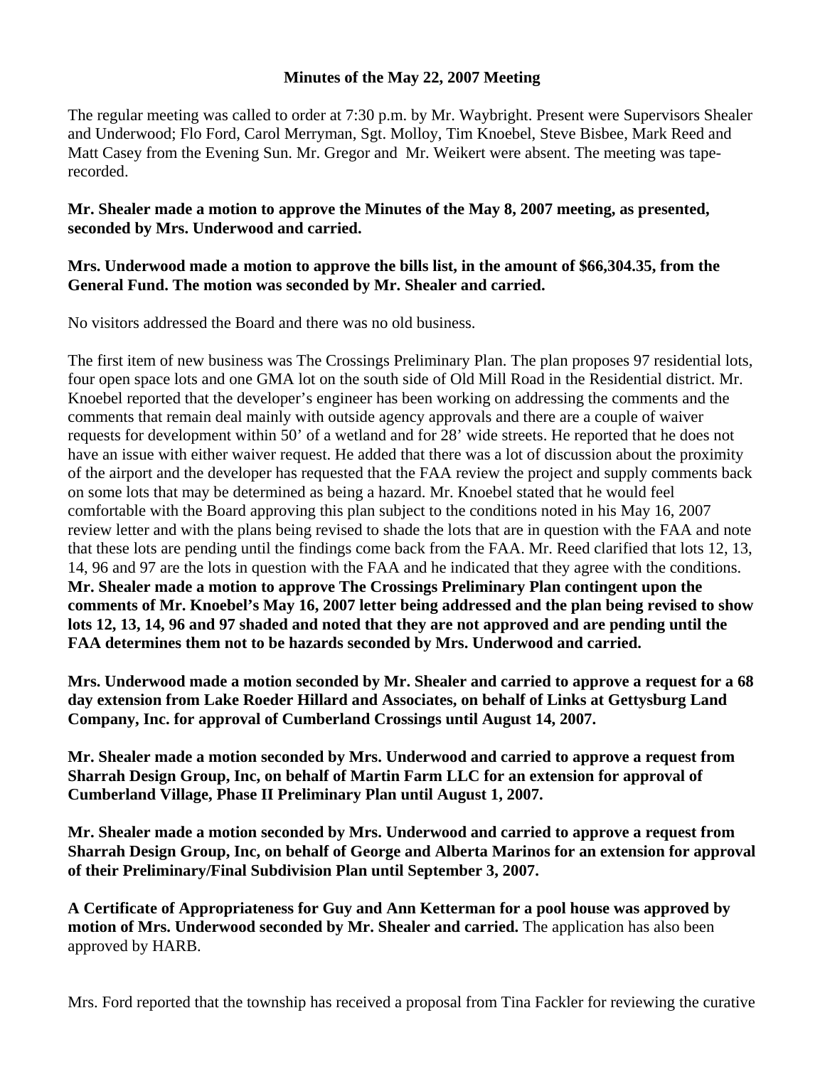**Minutes of the May 22, 2007 Meeting**

The regular meeting was called to order at 7:30 p.m. by Mr. Waybright. Present were Supervisors Shealer and Underwood; Flo Ford, Carol Merryman, Sgt. Molloy, Tim Knoebel, Steve Bisbee, Mark Reed and Matt Casey from the Evening Sun. Mr. Gregor and Mr. Weikert were absent. The meeting was tape-recorded.

**Mr. Shealer made a motion to approve the Minutes of the May 8, 2007 meeting, as presented, seconded by Mrs. Underwood and carried.**

**Mrs. Underwood made a motion to approve the bills list, in the amount of $66,304.35, from the General Fund. The motion was seconded by Mr. Shealer and carried.**

No visitors addressed the Board and there was no old business.

The first item of new business was The Crossings Preliminary Plan. The plan proposes 97 residential lots, four open space lots and one GMA lot on the south side of Old Mill Road in the Residential district. Mr. Knoebel reported that the developer's engineer has been working on addressing the comments and the comments that remain deal mainly with outside agency approvals and there are a couple of waiver requests for development within 50' of a wetland and for 28' wide streets. He reported that he does not have an issue with either waiver request. He added that there was a lot of discussion about the proximity of the airport and the developer has requested that the FAA review the project and supply comments back on some lots that may be determined as being a hazard. Mr. Knoebel stated that he would feel comfortable with the Board approving this plan subject to the conditions noted in his May 16, 2007 review letter and with the plans being revised to shade the lots that are in question with the FAA and note that these lots are pending until the findings come back from the FAA. Mr. Reed clarified that lots 12, 13, 14, 96 and 97 are the lots in question with the FAA and he indicated that they agree with the conditions. **Mr. Shealer made a motion to approve The Crossings Preliminary Plan contingent upon the comments of Mr. Knoebel's May 16, 2007 letter being addressed and the plan being revised to show lots 12, 13, 14, 96 and 97 shaded and noted that they are not approved and are pending until the FAA determines them not to be hazards seconded by Mrs. Underwood and carried.**

**Mrs. Underwood made a motion seconded by Mr. Shealer and carried to approve a request for a 68 day extension from Lake Roeder Hillard and Associates, on behalf of Links at Gettysburg Land Company, Inc. for approval of Cumberland Crossings until August 14, 2007.**

**Mr. Shealer made a motion seconded by Mrs. Underwood and carried to approve a request from Sharrah Design Group, Inc, on behalf of Martin Farm LLC for an extension for approval of Cumberland Village, Phase II Preliminary Plan until August 1, 2007.**

**Mr. Shealer made a motion seconded by Mrs. Underwood and carried to approve a request from Sharrah Design Group, Inc, on behalf of George and Alberta Marinos for an extension for approval of their Preliminary/Final Subdivision Plan until September 3, 2007.**

**A Certificate of Appropriateness for Guy and Ann Ketterman for a pool house was approved by motion of Mrs. Underwood seconded by Mr. Shealer and carried.** The application has also been approved by HARB.

Mrs. Ford reported that the township has received a proposal from Tina Fackler for reviewing the curative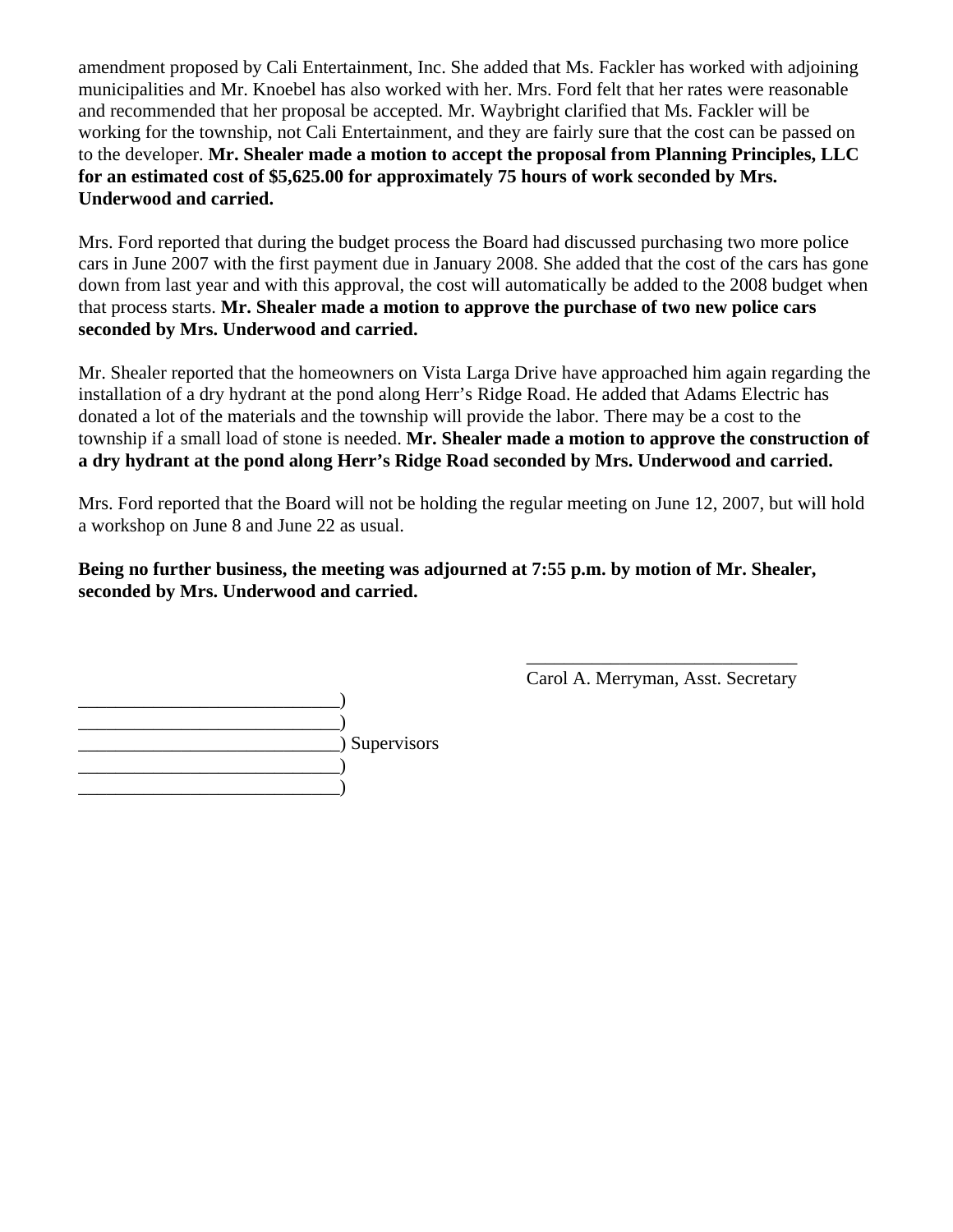amendment proposed by Cali Entertainment, Inc. She added that Ms. Fackler has worked with adjoining municipalities and Mr. Knoebel has also worked with her. Mrs. Ford felt that her rates were reasonable and recommended that her proposal be accepted. Mr. Waybright clarified that Ms. Fackler will be working for the township, not Cali Entertainment, and they are fairly sure that the cost can be passed on to the developer. **Mr. Shealer made a motion to accept the proposal from Planning Principles, LLC for an estimated cost of $5,625.00 for approximately 75 hours of work seconded by Mrs. Underwood and carried.**

Mrs. Ford reported that during the budget process the Board had discussed purchasing two more police cars in June 2007 with the first payment due in January 2008. She added that the cost of the cars has gone down from last year and with this approval, the cost will automatically be added to the 2008 budget when that process starts. **Mr. Shealer made a motion to approve the purchase of two new police cars seconded by Mrs. Underwood and carried.**

Mr. Shealer reported that the homeowners on Vista Larga Drive have approached him again regarding the installation of a dry hydrant at the pond along Herr's Ridge Road. He added that Adams Electric has donated a lot of the materials and the township will provide the labor. There may be a cost to the township if a small load of stone is needed. **Mr. Shealer made a motion to approve the construction of a dry hydrant at the pond along Herr's Ridge Road seconded by Mrs. Underwood and carried.**

Mrs. Ford reported that the Board will not be holding the regular meeting on June 12, 2007, but will hold a workshop on June 8 and June 22 as usual.

**Being no further business, the meeting was adjourned at 7:55 p.m. by motion of Mr. Shealer, seconded by Mrs. Underwood and carried.**

_____________________________
Carol A. Merryman, Asst. Secretary

_____________________________)
_____________________________)
_____________________________) Supervisors
_____________________________)
_____________________________)